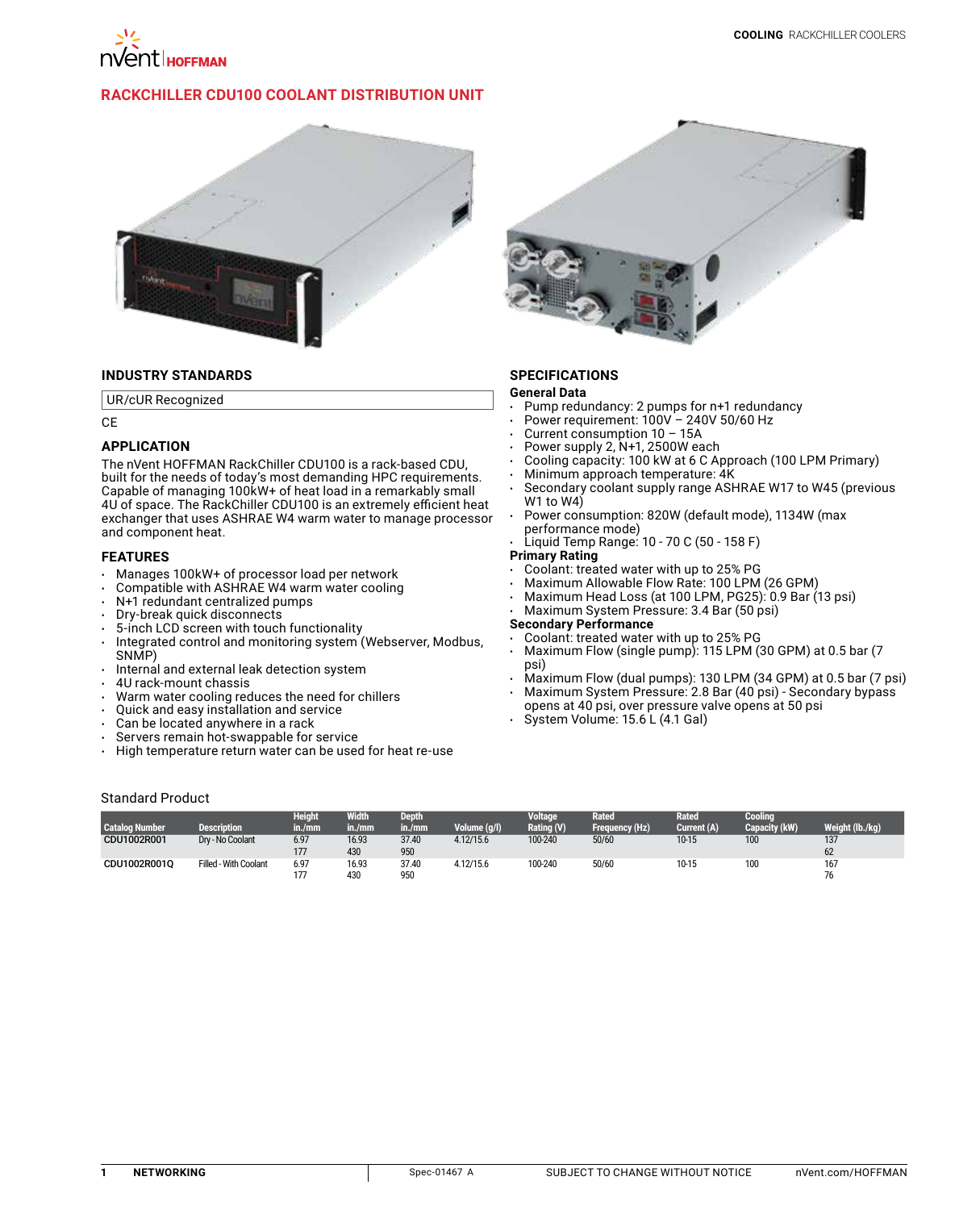# RACKCHILLER CDU100 COOLANT DISTRIBUTION UNIT

## INDUSTRY STANDARDS

UR/cUR Recognized

CE

## APPLICATION

The nVent HOFFMAN RackChiller CDU100 is a rack-based CDU, built for the needs of today's most demanding HPC requirements. Capable of managing 100kW+ of heat load in a remarkably small 4U of space. The RackChiller CDU100 is an extremely efficient heat exchanger that uses ASHRAE W4 warm water to manage processor and component heat.

## FEATURES

- Manages 100kW+ of processor load per network
- Compatible with ASHRAE W4 warm water cooling
- N+1 redundant centralized pumps
- Dry-break quick disconnects
- 5-inch LCD screen with touch functionality
- Integrated control and monitoring system (Webserver, Modbus, SNMP)
- Internal and external leak detection system
- 4U rack-mount chassis
- Warm water cooling reduces the need for chillers
- Quick and easy installation and service
- Can be located anywhere in a rack
- Servers remain hot-swappable for service
- High temperature return water can be used for heat re-use

## SPECIFICATIONS

**General Data**

- Pump redundancy: 2 pumps for n+1 redundancy
- Power requirement: 100V – 240V 50/60 Hz
- Current consumption 10 – 15A
- Power supply 2, N+1, 2500W each
- Cooling capacity: 100 kW at 6 C Approach (100 LPM Primary)
- Minimum approach temperature: 4K
- Secondary coolant supply range ASHRAE W17 to W45 (previous W1 to W4)
- Power consumption: 820W (default mode), 1134W (max performance mode)
- Liquid Temp Range: 10 - 70 C (50 - 158 F)

**Primary Rating**

- Coolant: treated water with up to 25% PG
- Maximum Allowable Flow Rate: 100 LPM (26 GPM)
- Maximum Head Loss (at 100 LPM, PG25): 0.9 Bar (13 psi)
- Maximum System Pressure: 3.4 Bar (50 psi)

**Secondary Performance**

- Coolant: treated water with up to 25% PG
- Maximum Flow (single pump): 115 LPM (30 GPM) at 0.5 bar (7 psi)
- Maximum Flow (dual pumps): 130 LPM (34 GPM) at 0.5 bar (7 psi)
- Maximum System Pressure: 2.8 Bar (40 psi) - Secondary bypass opens at 40 psi, over pressure valve opens at 50 psi
- System Volume: 15.6 L (4.1 Gal)

## Standard Product

| Catalog Number | Description | Height in./mm | Width in./mm | Depth in./mm | Volume (g/l) | Voltage Rating (V) | Rated Frequency (Hz) | Rated Current (A) | Cooling Capacity (kW) | Weight (lb./kg) |
|---|---|---|---|---|---|---|---|---|---|---|
| CDU1002R001 | Dry - No Coolant | 6.97 177 | 16.93 430 | 37.40 950 | 4.12/15.6 | 100-240 | 50/60 | 10-15 | 100 | 137 62 |
| CDU1002R001Q | Filled - With Coolant | 6.97 177 | 16.93 430 | 37.40 950 | 4.12/15.6 | 100-240 | 50/60 | 10-15 | 100 | 167 76 |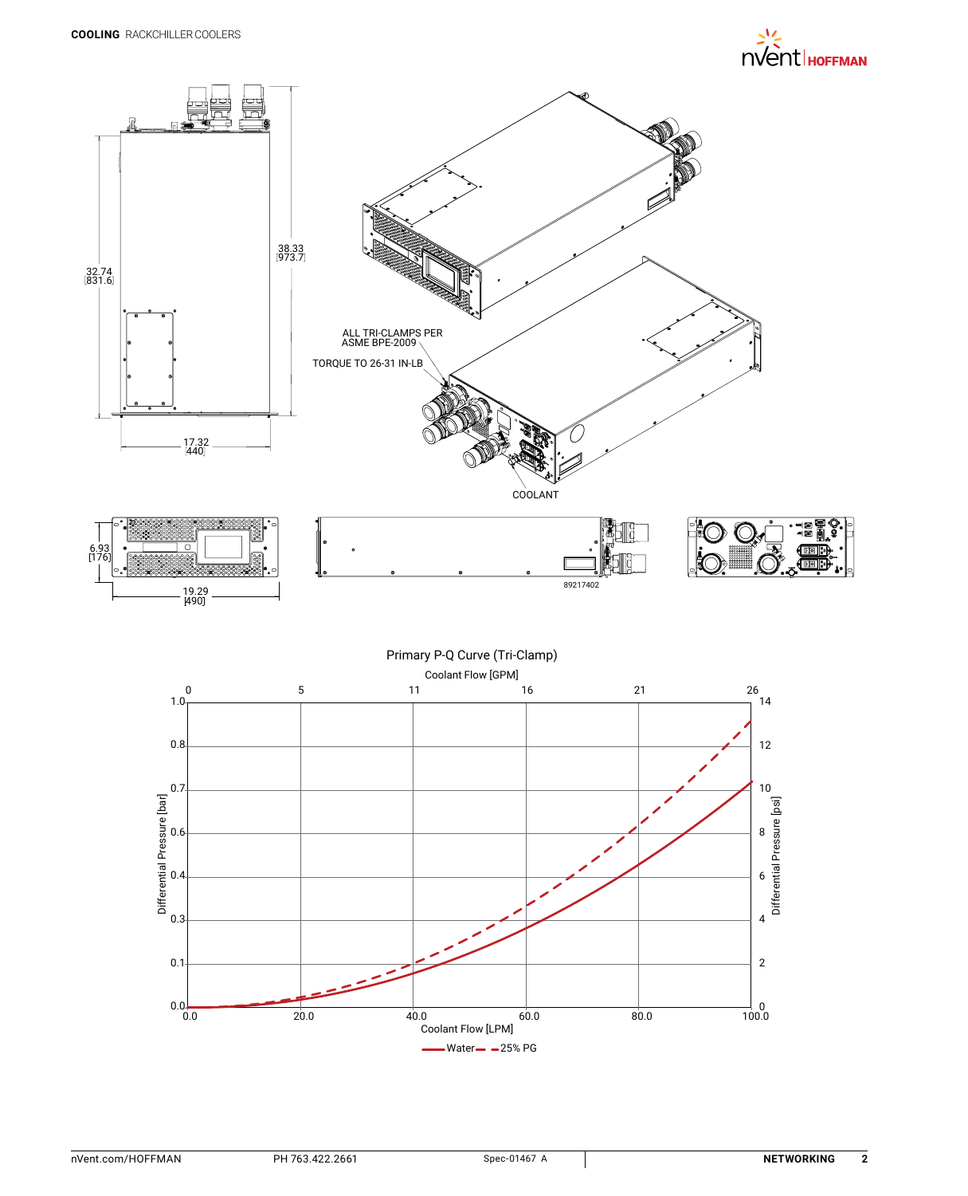ALL TRI-CLAMPS PER ASME BPE-2009

TORQUE TO 26-31 IN-LB

COOLANT

38.33 [973.7]

32.74 [831.6]

17.32 [440]

6.93 [176]

19.29 [490]

89217402

## Primary P-Q Curve (Tri-Clamp)

Coolant Flow [GPM]: 0, 5, 11, 16, 21, 26

Differential Pressure [bar]: 0.0, 0.1, 0.3, 0.4, 0.6, 0.7, 0.8, 1.0

Differential Pressure [psi]: 0, 2, 4, 6, 8, 10, 12, 14

Coolant Flow [LPM]: 0.0, 20.0, 40.0, 60.0, 80.0, 100.0

Water — 25% PG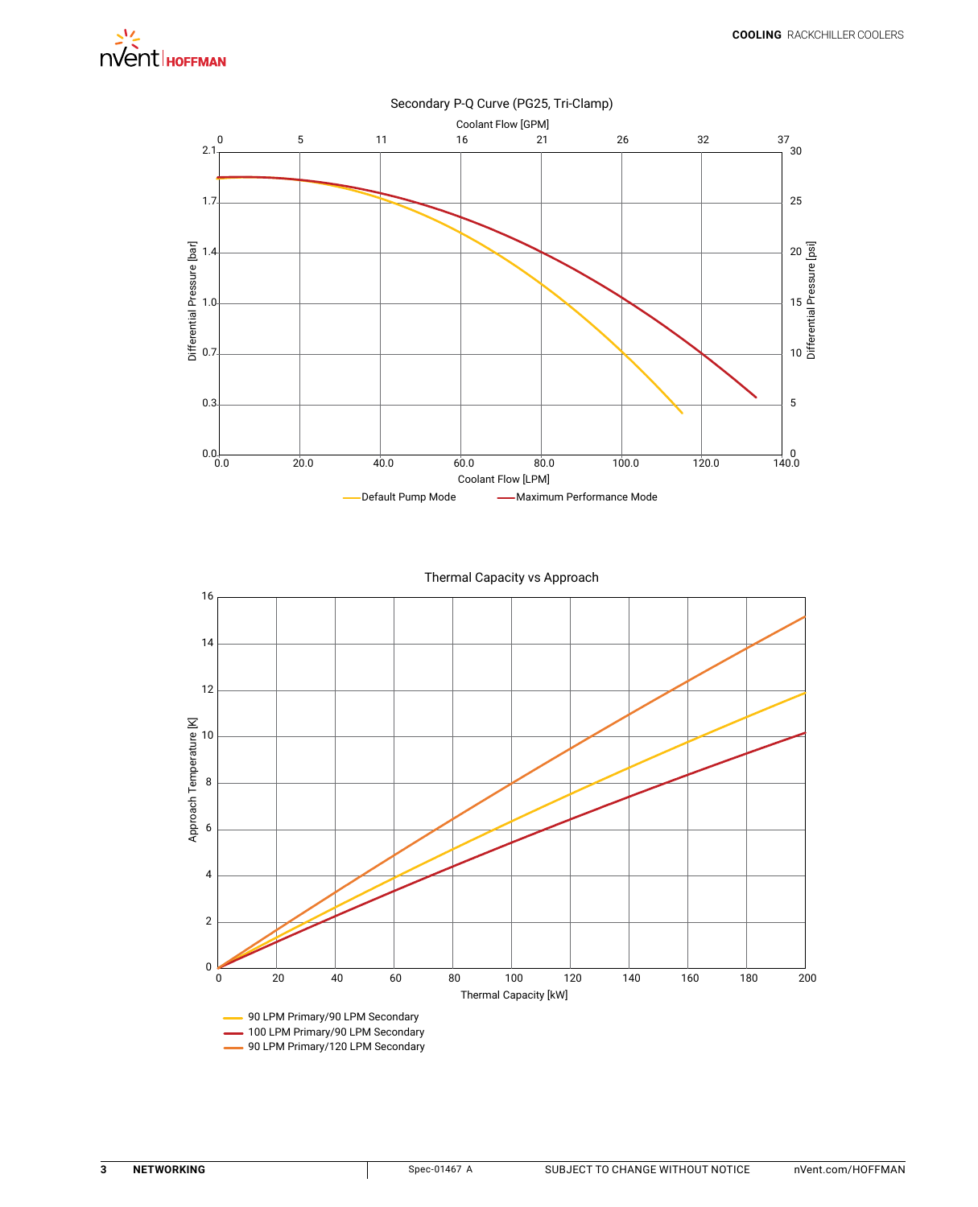## Secondary P-Q Curve (PG25, Tri-Clamp)

Coolant Flow [GPM]: 0, 5, 11, 16, 21, 26, 32, 37

Differential Pressure [bar]: 0.0, 0.3, 0.7, 1.0, 1.4, 1.7, 2.1

Differential Pressure [psi]: 0, 5, 10, 15, 20, 25, 30

Coolant Flow [LPM]: 0.0, 20.0, 40.0, 60.0, 80.0, 100.0, 120.0, 140.0

- Default Pump Mode
- Maximum Performance Mode

## Thermal Capacity vs Approach

Approach Temperature [K]: 0, 2, 4, 6, 8, 10, 12, 14, 16

Thermal Capacity [kW]: 0, 20, 40, 60, 80, 100, 120, 140, 160, 180, 200

- 90 LPM Primary/90 LPM Secondary
- 100 LPM Primary/90 LPM Secondary
- 90 LPM Primary/120 LPM Secondary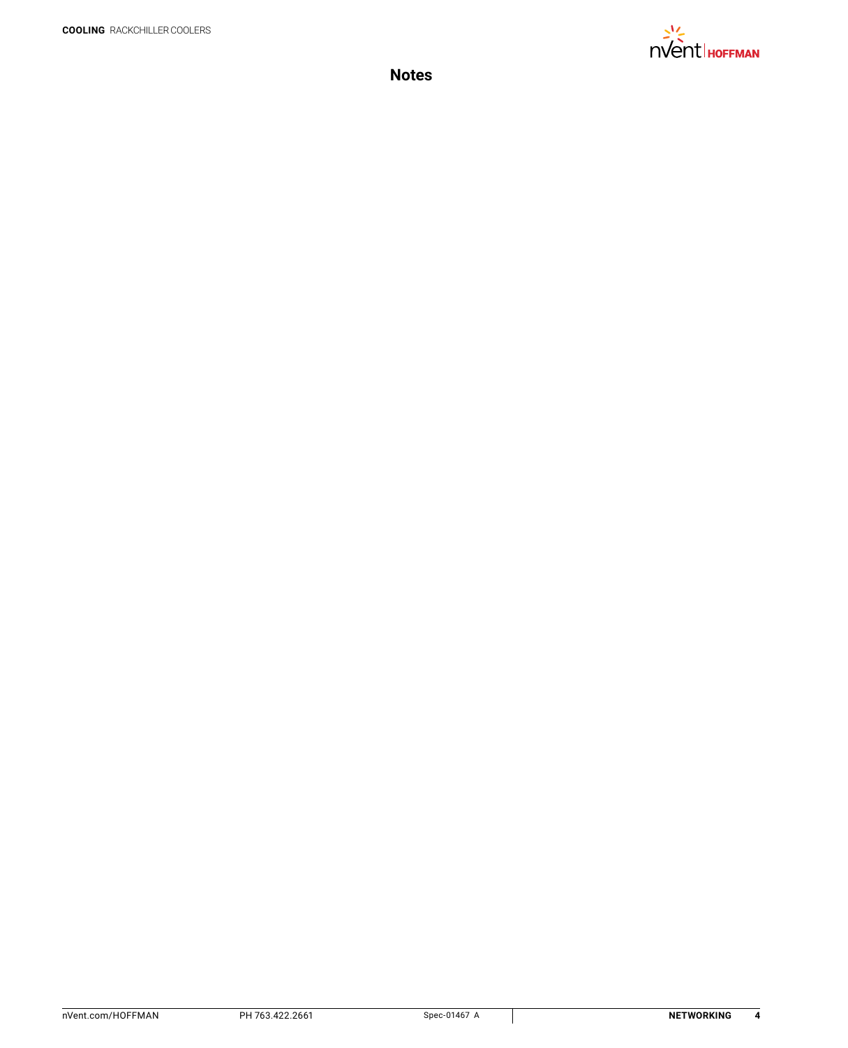# Notes